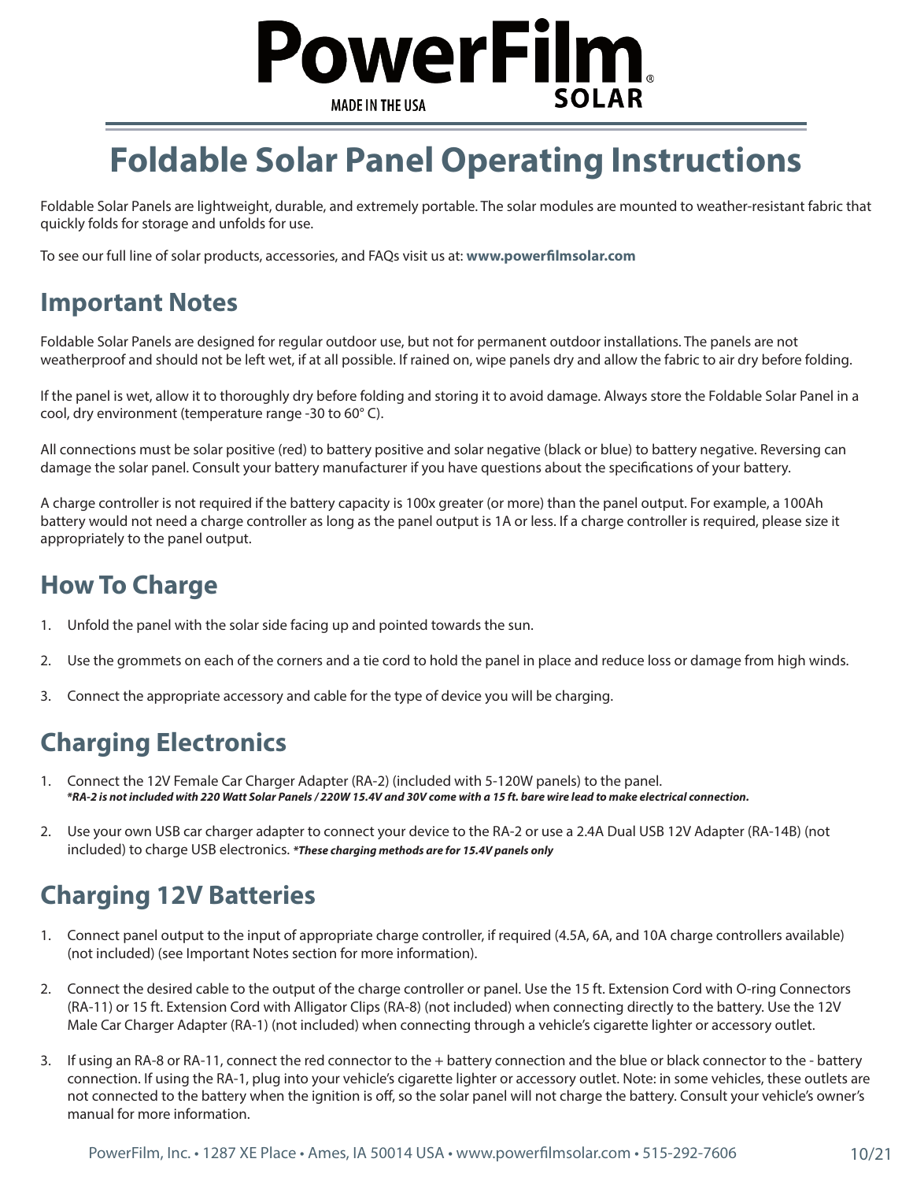# PowerFilm SOLAR

MADE IN THE USA

# Foldable Solar Panel Operating Instructions

Foldable Solar Panels are lightweight, durable, and extremely portable. The solar modules are mounted to weather-resistant fabric that quickly folds for storage and unfolds for use.

To see our full line of solar products, accessories, and FAQs visit us at: **www.powerfilmsolar.com**

## Important Notes

Foldable Solar Panels are designed for regular outdoor use, but not for permanent outdoor installations. The panels are not weatherproof and should not be left wet, if at all possible. If rained on, wipe panels dry and allow the fabric to air dry before folding.

If the panel is wet, allow it to thoroughly dry before folding and storing it to avoid damage. Always store the Foldable Solar Panel in a cool, dry environment (temperature range -30 to 60° C).

All connections must be solar positive (red) to battery positive and solar negative (black or blue) to battery negative. Reversing can damage the solar panel. Consult your battery manufacturer if you have questions about the specifications of your battery.

A charge controller is not required if the battery capacity is 100x greater (or more) than the panel output. For example, a 100Ah battery would not need a charge controller as long as the panel output is 1A or less. If a charge controller is required, please size it appropriately to the panel output.

## How To Charge

1. Unfold the panel with the solar side facing up and pointed towards the sun.
2. Use the grommets on each of the corners and a tie cord to hold the panel in place and reduce loss or damage from high winds.
3. Connect the appropriate accessory and cable for the type of device you will be charging.

## Charging Electronics

1. Connect the 12V Female Car Charger Adapter (RA-2) (included with 5-120W panels) to the panel.
   ***RA-2 is not included with 220 Watt Solar Panels / 220W 15.4V and 30V come with a 15 ft. bare wire lead to make electrical connection.***
2. Use your own USB car charger adapter to connect your device to the RA-2 or use a 2.4A Dual USB 12V Adapter (RA-14B) (not included) to charge USB electronics. ***These charging methods are for 15.4V panels only***

## Charging 12V Batteries

1. Connect panel output to the input of appropriate charge controller, if required (4.5A, 6A, and 10A charge controllers available) (not included) (see Important Notes section for more information).
2. Connect the desired cable to the output of the charge controller or panel. Use the 15 ft. Extension Cord with O-ring Connectors (RA-11) or 15 ft. Extension Cord with Alligator Clips (RA-8) (not included) when connecting directly to the battery. Use the 12V Male Car Charger Adapter (RA-1) (not included) when connecting through a vehicle's cigarette lighter or accessory outlet.
3. If using an RA-8 or RA-11, connect the red connector to the + battery connection and the blue or black connector to the - battery connection. If using the RA-1, plug into your vehicle's cigarette lighter or accessory outlet. Note: in some vehicles, these outlets are not connected to the battery when the ignition is off, so the solar panel will not charge the battery. Consult your vehicle's owner's manual for more information.

PowerFilm, Inc. • 1287 XE Place • Ames, IA 50014 USA • www.powerfilmsolar.com • 515-292-7606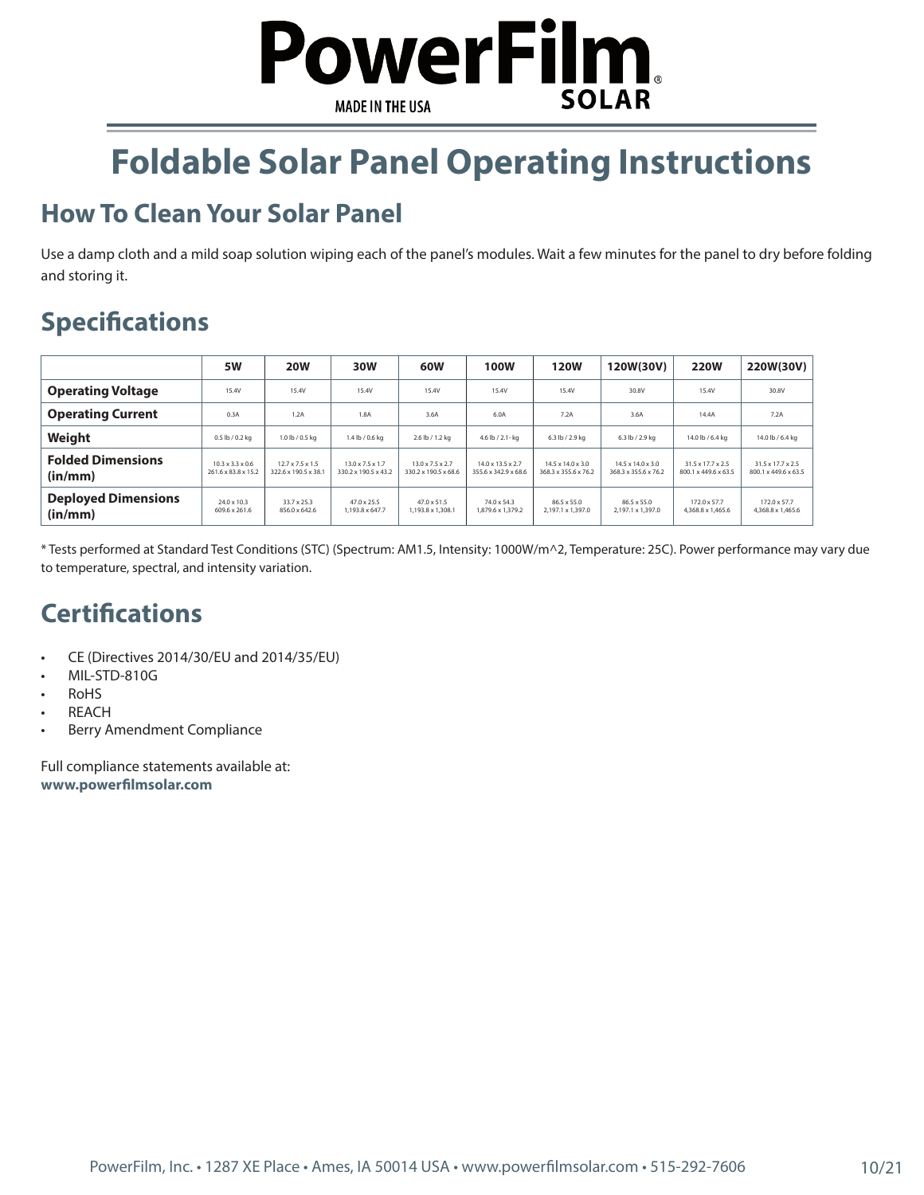# PowerFilm

MADE IN THE USA

SOLAR

# Foldable Solar Panel Operating Instructions

## How To Clean Your Solar Panel

Use a damp cloth and a mild soap solution wiping each of the panel's modules. Wait a few minutes for the panel to dry before folding and storing it.

## Specifications

| | 5W | 20W | 30W | 60W | 100W | 120W | 120W(30V) | 220W | 220W(30V) |
|---|---|---|---|---|---|---|---|---|---|
| **Operating Voltage** | 15.4V | 15.4V | 15.4V | 15.4V | 15.4V | 15.4V | 30.8V | 15.4V | 30.8V |
| **Operating Current** | 0.3A | 1.2A | 1.8A | 3.6A | 6.0A | 7.2A | 3.6A | 14.4A | 7.2A |
| **Weight** | 0.5 lb / 0.2 kg | 1.0 lb / 0.5 kg | 1.4 lb / 0.6 kg | 2.6 lb / 1.2 kg | 4.6 lb / 2.1- kg | 6.3 lb / 2.9 kg | 6.3 lb / 2.9 kg | 14.0 lb / 6.4 kg | 14.0 lb / 6.4 kg |
| **Folded Dimensions (in/mm)** | 10.3 x 3.3 x 0.6 261.6 x 83.8 x 15.2 | 12.7 x 7.5 x 1.5 322.6 x 190.5 x 38.1 | 13.0 x 7.5 x 1.7 330.2 x 190.5 x 43.2 | 13.0 x 7.5 x 2.7 330.2 x 190.5 x 68.6 | 14.0 x 13.5 x 2.7 355.6 x 342.9 x 68.6 | 14.5 x 14.0 x 3.0 368.3 x 355.6 x 76.2 | 14.5 x 14.0 x 3.0 368.3 x 355.6 x 76.2 | 31.5 x 17.7 x 2.5 800.1 x 449.6 x 63.5 | 31.5 x 17.7 x 2.5 800.1 x 449.6 x 63.5 |
| **Deployed Dimensions (in/mm)** | 24.0 x 10.3 609.6 x 261.6 | 33.7 x 25.3 856.0 x 642.6 | 47.0 x 25.5 1,193.8 x 647.7 | 47.0 x 51.5 1,193.8 x 1,308.1 | 74.0 x 54.3 1,879.6 x 1,379.2 | 86.5 x 55.0 2,197.1 x 1,397.0 | 86.5 x 55.0 2,197.1 x 1,397.0 | 172.0 x 57.7 4,368.8 x 1,465.6 | 172.0 x 57.7 4,368.8 x 1,465.6 |

* Tests performed at Standard Test Conditions (STC) (Spectrum: AM1.5, Intensity: 1000W/m^2, Temperature: 25C). Power performance may vary due to temperature, spectral, and intensity variation.

## Certifications

- CE (Directives 2014/30/EU and 2014/35/EU)
- MIL-STD-810G
- RoHS
- REACH
- Berry Amendment Compliance

Full compliance statements available at:
**www.powerfilmsolar.com**

PowerFilm, Inc. • 1287 XE Place • Ames, IA 50014 USA • www.powerfilmsolar.com • 515-292-7606

10/21